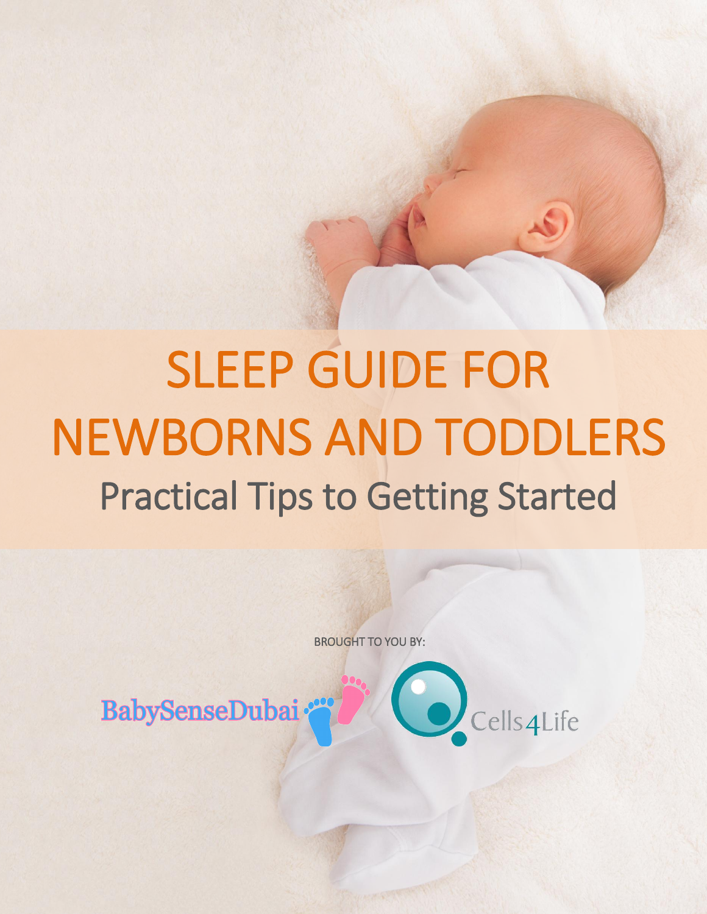# SLEEP GUIDE FOR NEWBORNS AND TODDLERS

## Practical Tips to Getting Started

BROUGHT TO YOU BY:

BabySenseDubai

Cells4Life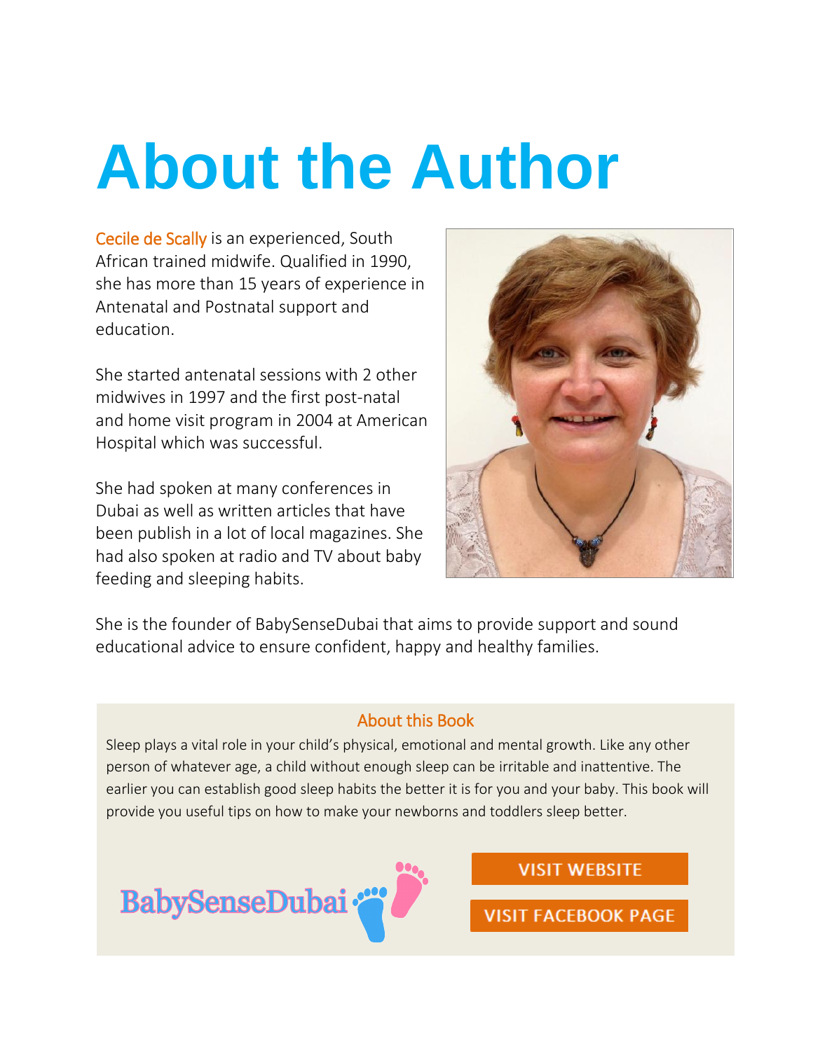# About the Author

Cecile de Scally is an experienced, South African trained midwife. Qualified in 1990, she has more than 15 years of experience in Antenatal and Postnatal support and education.

She started antenatal sessions with 2 other midwives in 1997 and the first post-natal and home visit program in 2004 at American Hospital which was successful.

She had spoken at many conferences in Dubai as well as written articles that have been publish in a lot of local magazines. She had also spoken at radio and TV about baby feeding and sleeping habits.

She is the founder of BabySenseDubai that aims to provide support and sound educational advice to ensure confident, happy and healthy families.

## About this Book

Sleep plays a vital role in your child's physical, emotional and mental growth. Like any other person of whatever age, a child without enough sleep can be irritable and inattentive. The earlier you can establish good sleep habits the better it is for you and your baby. This book will provide you useful tips on how to make your newborns and toddlers sleep better.

BabySenseDubai

VISIT WEBSITE

VISIT FACEBOOK PAGE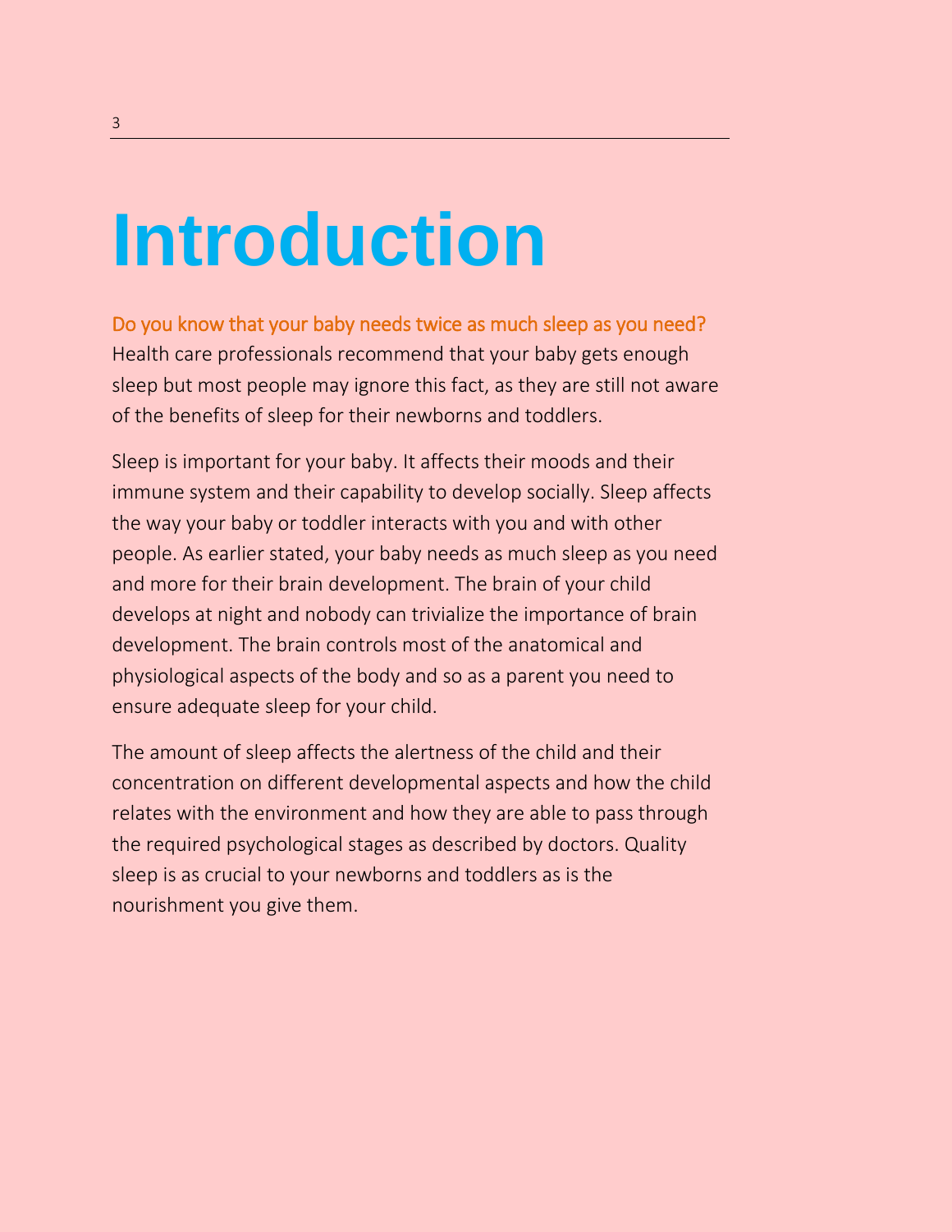# Introduction

Do you know that your baby needs twice as much sleep as you need? Health care professionals recommend that your baby gets enough sleep but most people may ignore this fact, as they are still not aware of the benefits of sleep for their newborns and toddlers.

Sleep is important for your baby. It affects their moods and their immune system and their capability to develop socially. Sleep affects the way your baby or toddler interacts with you and with other people. As earlier stated, your baby needs as much sleep as you need and more for their brain development. The brain of your child develops at night and nobody can trivialize the importance of brain development. The brain controls most of the anatomical and physiological aspects of the body and so as a parent you need to ensure adequate sleep for your child.

The amount of sleep affects the alertness of the child and their concentration on different developmental aspects and how the child relates with the environment and how they are able to pass through the required psychological stages as described by doctors. Quality sleep is as crucial to your newborns and toddlers as is the nourishment you give them.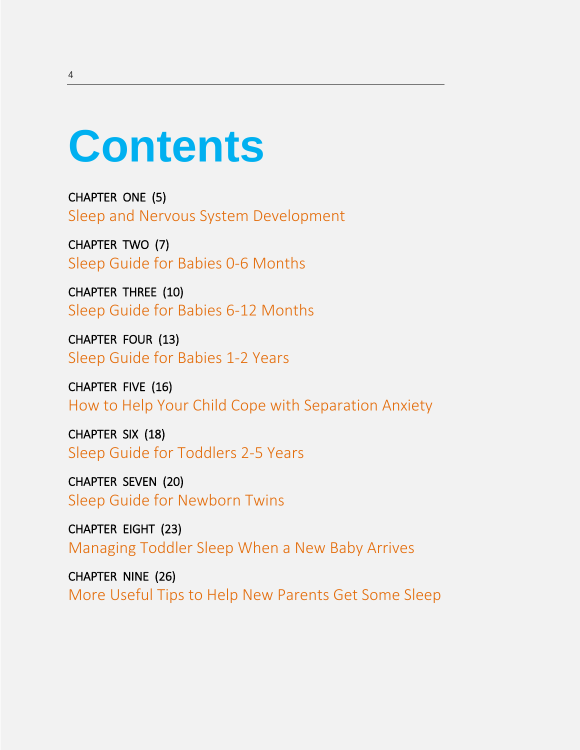# Contents

CHAPTER ONE (5)
Sleep and Nervous System Development

CHAPTER TWO (7)
Sleep Guide for Babies 0-6 Months

CHAPTER THREE (10)
Sleep Guide for Babies 6-12 Months

CHAPTER FOUR (13)
Sleep Guide for Babies 1-2 Years

CHAPTER FIVE (16)
How to Help Your Child Cope with Separation Anxiety

CHAPTER SIX (18)
Sleep Guide for Toddlers 2-5 Years

CHAPTER SEVEN (20)
Sleep Guide for Newborn Twins

CHAPTER EIGHT (23)
Managing Toddler Sleep When a New Baby Arrives

CHAPTER NINE (26)
More Useful Tips to Help New Parents Get Some Sleep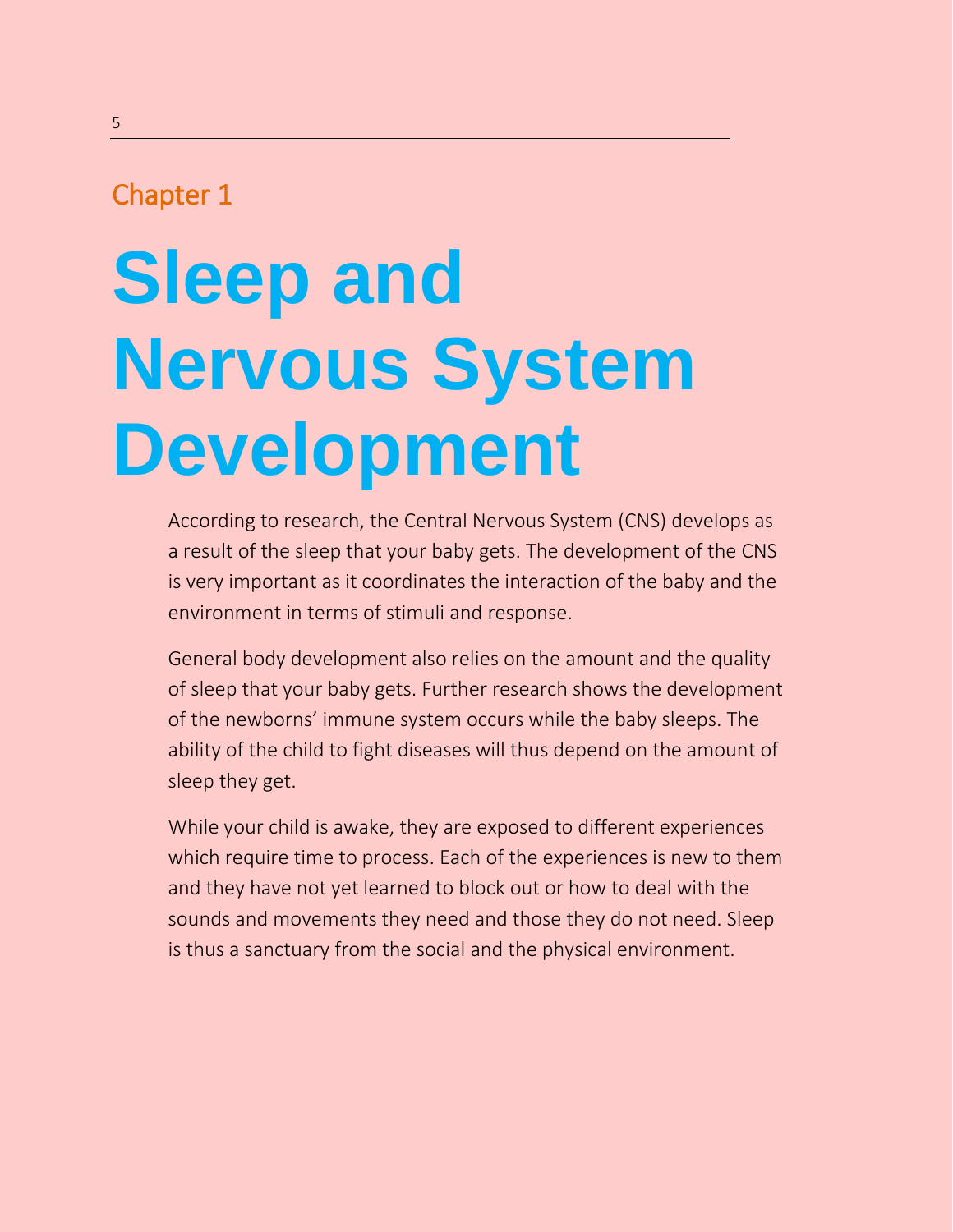Chapter 1

# Sleep and Nervous System Development

According to research, the Central Nervous System (CNS) develops as a result of the sleep that your baby gets. The development of the CNS is very important as it coordinates the interaction of the baby and the environment in terms of stimuli and response.

General body development also relies on the amount and the quality of sleep that your baby gets. Further research shows the development of the newborns' immune system occurs while the baby sleeps. The ability of the child to fight diseases will thus depend on the amount of sleep they get.

While your child is awake, they are exposed to different experiences which require time to process. Each of the experiences is new to them and they have not yet learned to block out or how to deal with the sounds and movements they need and those they do not need. Sleep is thus a sanctuary from the social and the physical environment.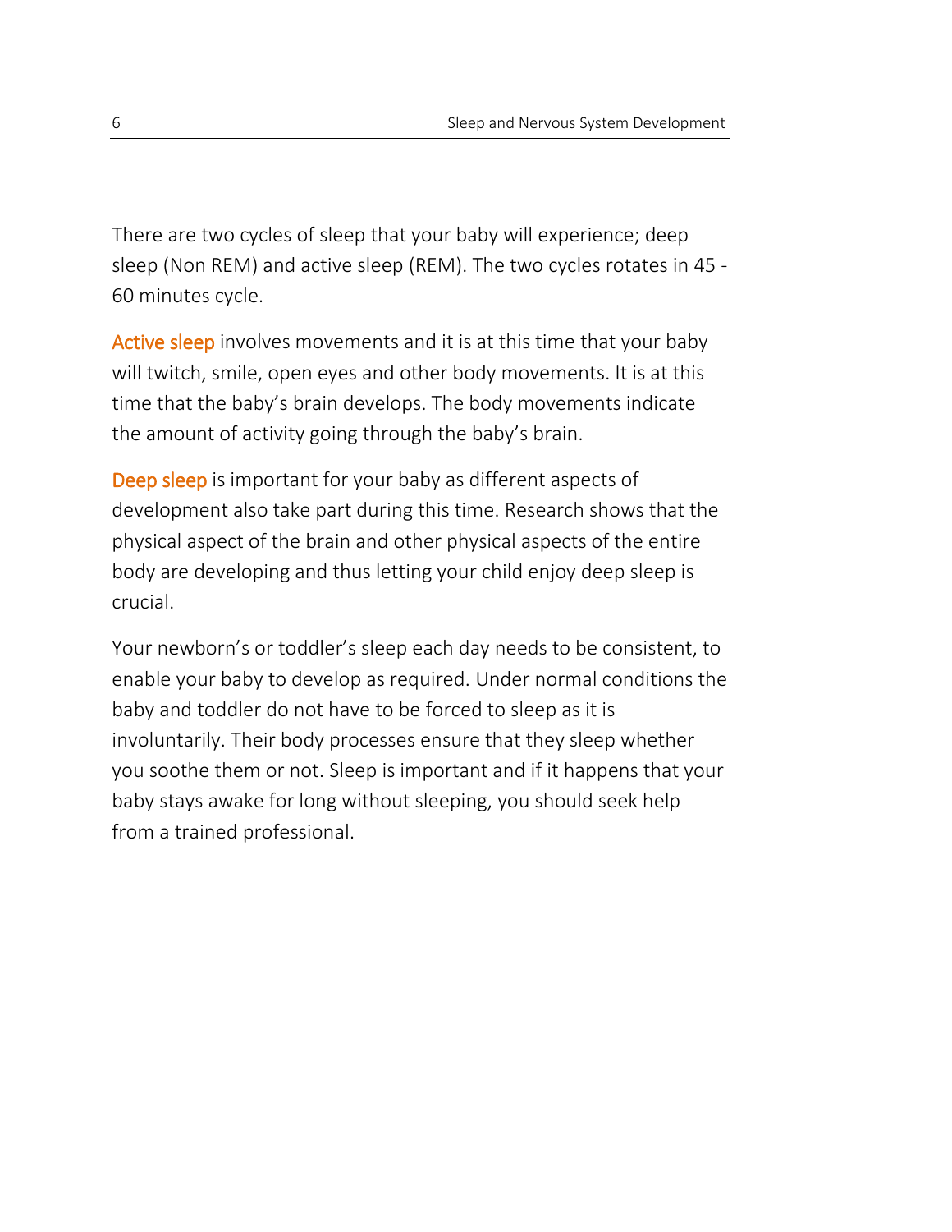There are two cycles of sleep that your baby will experience; deep sleep (Non REM) and active sleep (REM). The two cycles rotates in 45 - 60 minutes cycle.

**Active sleep** involves movements and it is at this time that your baby will twitch, smile, open eyes and other body movements. It is at this time that the baby's brain develops. The body movements indicate the amount of activity going through the baby's brain.

**Deep sleep** is important for your baby as different aspects of development also take part during this time. Research shows that the physical aspect of the brain and other physical aspects of the entire body are developing and thus letting your child enjoy deep sleep is crucial.

Your newborn's or toddler's sleep each day needs to be consistent, to enable your baby to develop as required. Under normal conditions the baby and toddler do not have to be forced to sleep as it is involuntarily. Their body processes ensure that they sleep whether you soothe them or not. Sleep is important and if it happens that your baby stays awake for long without sleeping, you should seek help from a trained professional.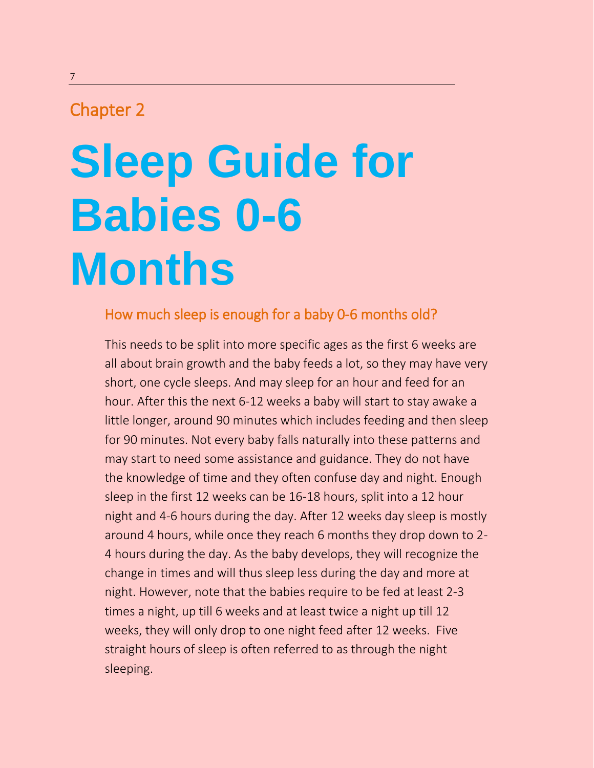Chapter 2

# Sleep Guide for Babies 0-6 Months

## How much sleep is enough for a baby 0-6 months old?

This needs to be split into more specific ages as the first 6 weeks are all about brain growth and the baby feeds a lot, so they may have very short, one cycle sleeps. And may sleep for an hour and feed for an hour. After this the next 6-12 weeks a baby will start to stay awake a little longer, around 90 minutes which includes feeding and then sleep for 90 minutes. Not every baby falls naturally into these patterns and may start to need some assistance and guidance. They do not have the knowledge of time and they often confuse day and night. Enough sleep in the first 12 weeks can be 16-18 hours, split into a 12 hour night and 4-6 hours during the day. After 12 weeks day sleep is mostly around 4 hours, while once they reach 6 months they drop down to 2-4 hours during the day. As the baby develops, they will recognize the change in times and will thus sleep less during the day and more at night. However, note that the babies require to be fed at least 2-3 times a night, up till 6 weeks and at least twice a night up till 12 weeks, they will only drop to one night feed after 12 weeks. Five straight hours of sleep is often referred to as through the night sleeping.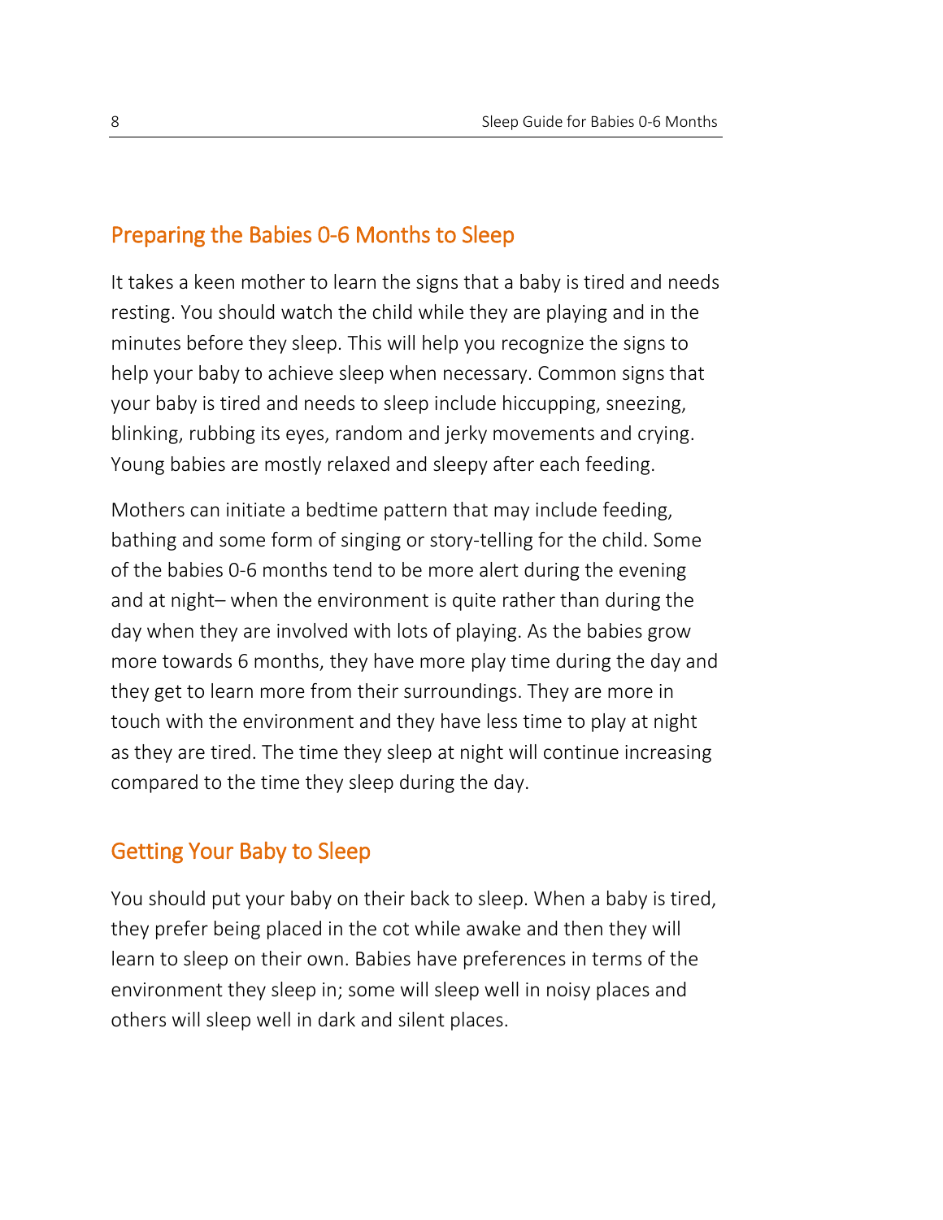## Preparing the Babies 0-6 Months to Sleep

It takes a keen mother to learn the signs that a baby is tired and needs resting. You should watch the child while they are playing and in the minutes before they sleep. This will help you recognize the signs to help your baby to achieve sleep when necessary. Common signs that your baby is tired and needs to sleep include hiccupping, sneezing, blinking, rubbing its eyes, random and jerky movements and crying. Young babies are mostly relaxed and sleepy after each feeding.

Mothers can initiate a bedtime pattern that may include feeding, bathing and some form of singing or story-telling for the child. Some of the babies 0-6 months tend to be more alert during the evening and at night– when the environment is quite rather than during the day when they are involved with lots of playing. As the babies grow more towards 6 months, they have more play time during the day and they get to learn more from their surroundings. They are more in touch with the environment and they have less time to play at night as they are tired. The time they sleep at night will continue increasing compared to the time they sleep during the day.

## Getting Your Baby to Sleep

You should put your baby on their back to sleep. When a baby is tired, they prefer being placed in the cot while awake and then they will learn to sleep on their own. Babies have preferences in terms of the environment they sleep in; some will sleep well in noisy places and others will sleep well in dark and silent places.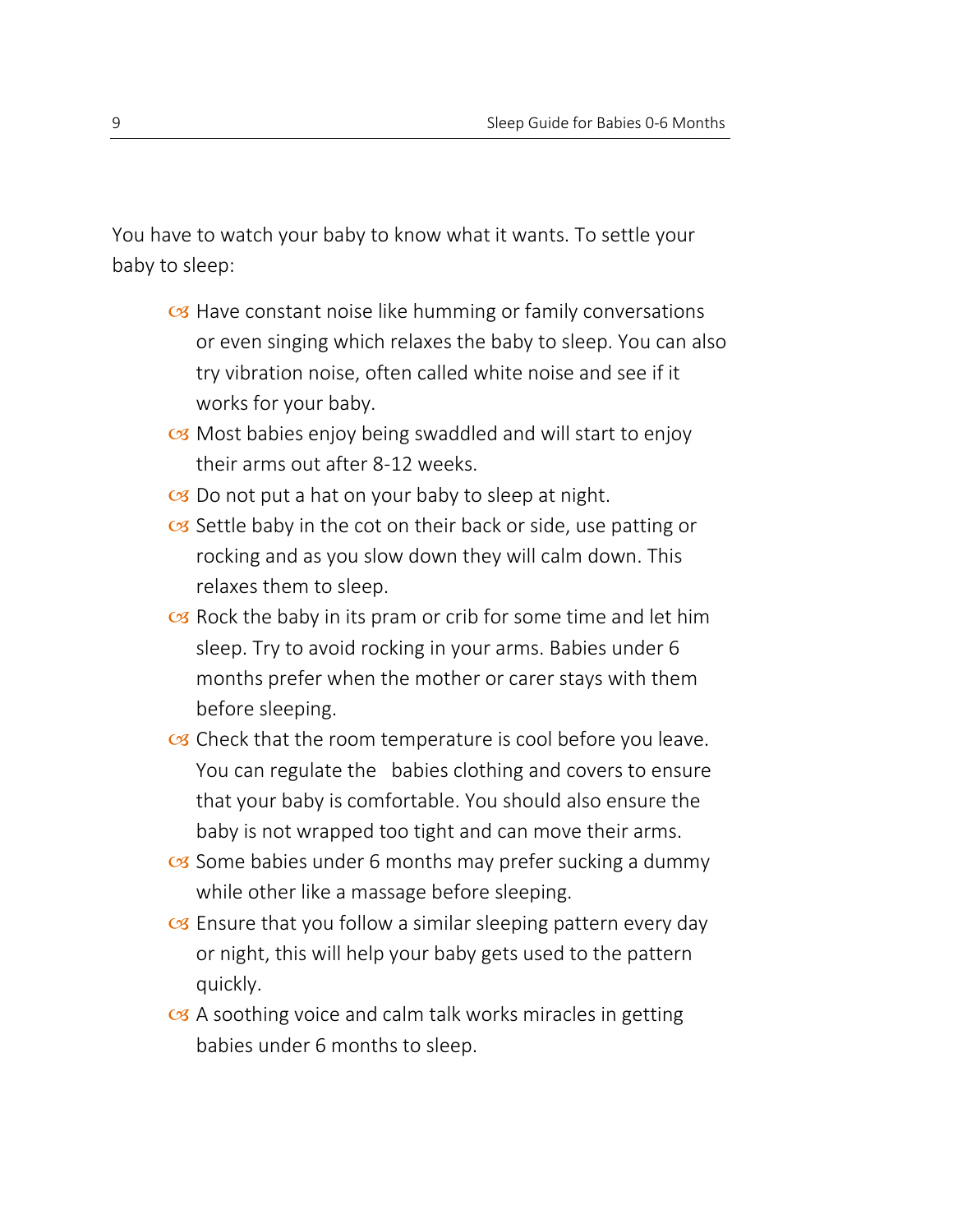You have to watch your baby to know what it wants. To settle your baby to sleep:

- Have constant noise like humming or family conversations or even singing which relaxes the baby to sleep. You can also try vibration noise, often called white noise and see if it works for your baby.
- Most babies enjoy being swaddled and will start to enjoy their arms out after 8-12 weeks.
- Do not put a hat on your baby to sleep at night.
- Settle baby in the cot on their back or side, use patting or rocking and as you slow down they will calm down. This relaxes them to sleep.
- Rock the baby in its pram or crib for some time and let him sleep. Try to avoid rocking in your arms. Babies under 6 months prefer when the mother or carer stays with them before sleeping.
- Check that the room temperature is cool before you leave. You can regulate the babies clothing and covers to ensure that your baby is comfortable. You should also ensure the baby is not wrapped too tight and can move their arms.
- Some babies under 6 months may prefer sucking a dummy while other like a massage before sleeping.
- Ensure that you follow a similar sleeping pattern every day or night, this will help your baby gets used to the pattern quickly.
- A soothing voice and calm talk works miracles in getting babies under 6 months to sleep.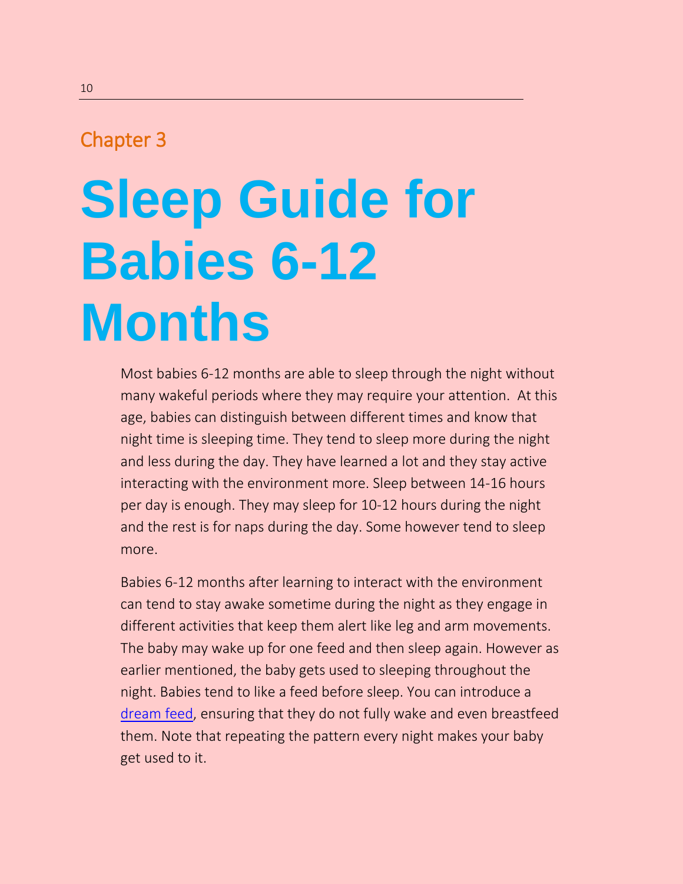Chapter 3

# Sleep Guide for Babies 6-12 Months

Most babies 6-12 months are able to sleep through the night without many wakeful periods where they may require your attention.  At this age, babies can distinguish between different times and know that night time is sleeping time. They tend to sleep more during the night and less during the day. They have learned a lot and they stay active interacting with the environment more. Sleep between 14-16 hours per day is enough. They may sleep for 10-12 hours during the night and the rest is for naps during the day. Some however tend to sleep more.

Babies 6-12 months after learning to interact with the environment can tend to stay awake sometime during the night as they engage in different activities that keep them alert like leg and arm movements. The baby may wake up for one feed and then sleep again. However as earlier mentioned, the baby gets used to sleeping throughout the night. Babies tend to like a feed before sleep. You can introduce a dream feed, ensuring that they do not fully wake and even breastfeed them. Note that repeating the pattern every night makes your baby get used to it.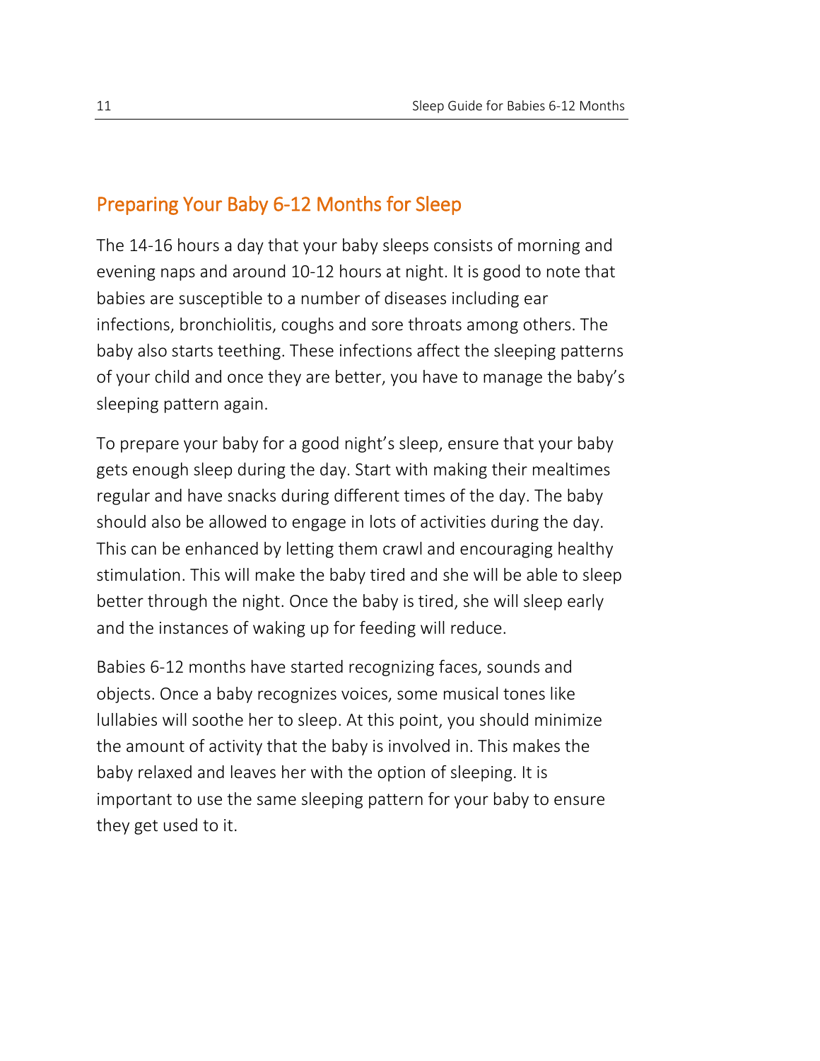## Preparing Your Baby 6-12 Months for Sleep

The 14-16 hours a day that your baby sleeps consists of morning and evening naps and around 10-12 hours at night. It is good to note that babies are susceptible to a number of diseases including ear infections, bronchiolitis, coughs and sore throats among others. The baby also starts teething. These infections affect the sleeping patterns of your child and once they are better, you have to manage the baby's sleeping pattern again.

To prepare your baby for a good night's sleep, ensure that your baby gets enough sleep during the day. Start with making their mealtimes regular and have snacks during different times of the day. The baby should also be allowed to engage in lots of activities during the day. This can be enhanced by letting them crawl and encouraging healthy stimulation. This will make the baby tired and she will be able to sleep better through the night. Once the baby is tired, she will sleep early and the instances of waking up for feeding will reduce.

Babies 6-12 months have started recognizing faces, sounds and objects. Once a baby recognizes voices, some musical tones like lullabies will soothe her to sleep. At this point, you should minimize the amount of activity that the baby is involved in. This makes the baby relaxed and leaves her with the option of sleeping. It is important to use the same sleeping pattern for your baby to ensure they get used to it.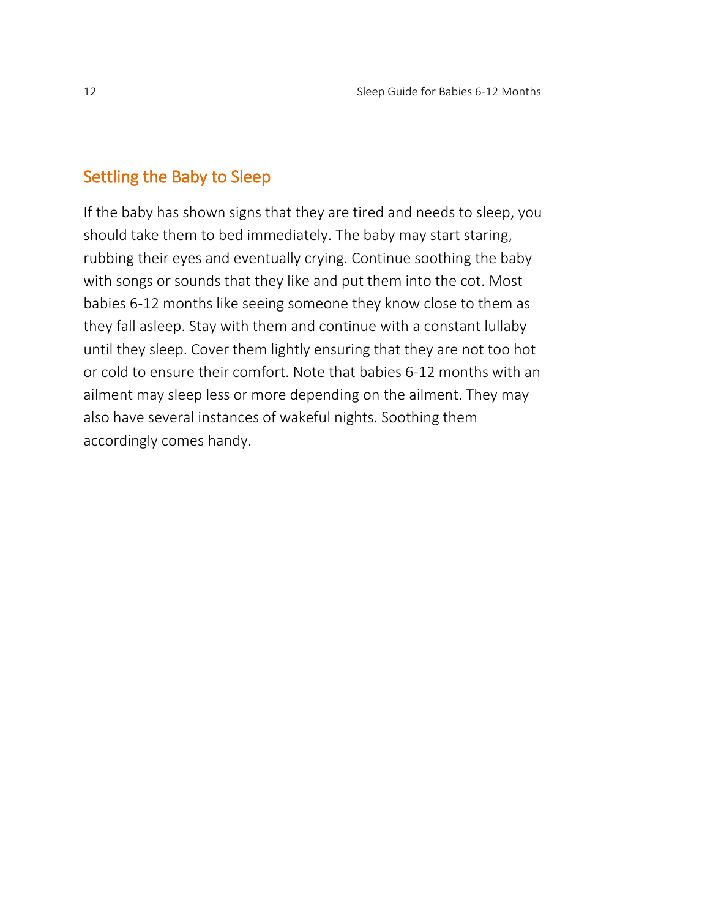## Settling the Baby to Sleep

If the baby has shown signs that they are tired and needs to sleep, you should take them to bed immediately. The baby may start staring, rubbing their eyes and eventually crying. Continue soothing the baby with songs or sounds that they like and put them into the cot. Most babies 6-12 months like seeing someone they know close to them as they fall asleep. Stay with them and continue with a constant lullaby until they sleep. Cover them lightly ensuring that they are not too hot or cold to ensure their comfort. Note that babies 6-12 months with an ailment may sleep less or more depending on the ailment. They may also have several instances of wakeful nights. Soothing them accordingly comes handy.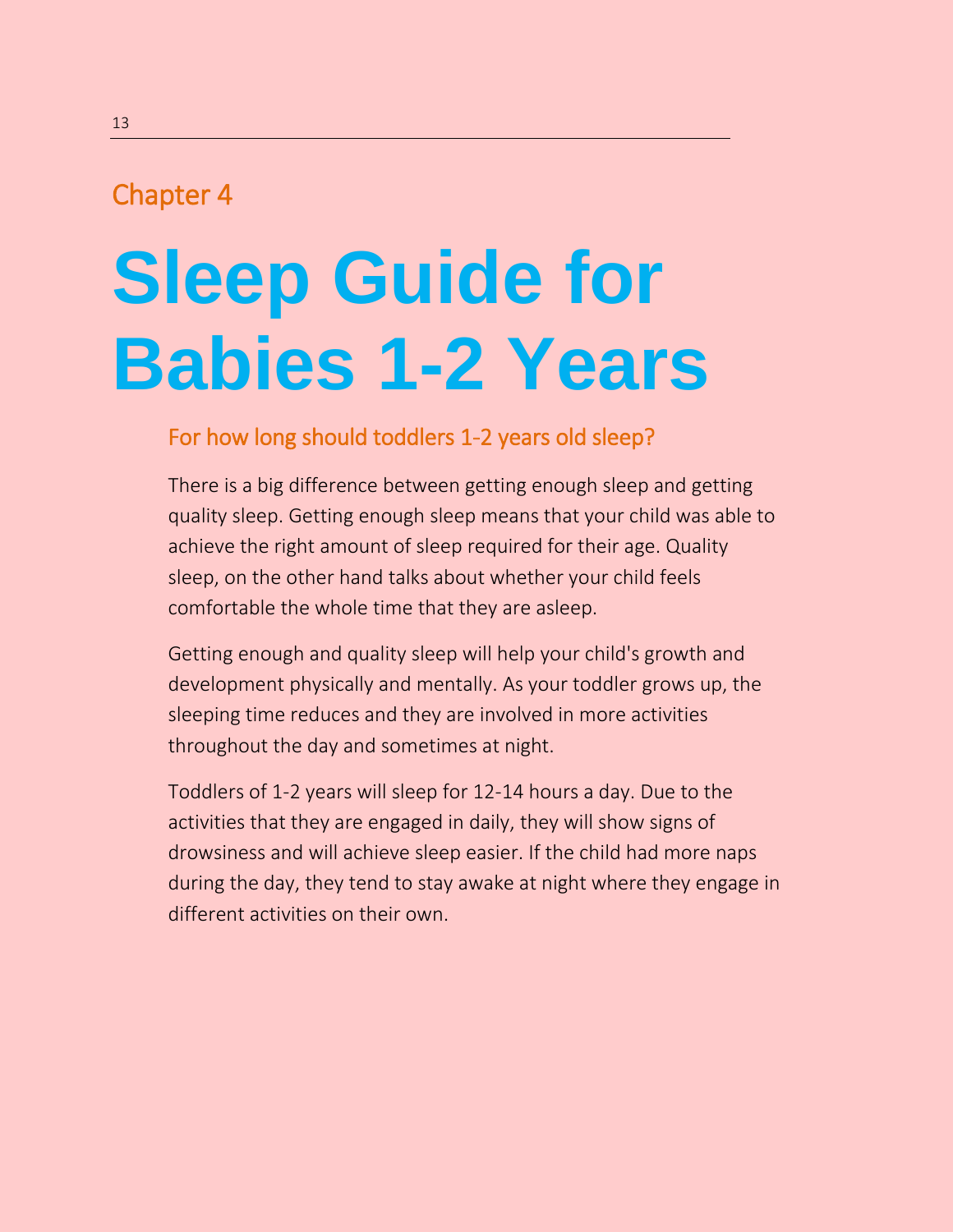Chapter 4

# Sleep Guide for Babies 1-2 Years

## For how long should toddlers 1-2 years old sleep?

There is a big difference between getting enough sleep and getting quality sleep. Getting enough sleep means that your child was able to achieve the right amount of sleep required for their age. Quality sleep, on the other hand talks about whether your child feels comfortable the whole time that they are asleep.

Getting enough and quality sleep will help your child's growth and development physically and mentally. As your toddler grows up, the sleeping time reduces and they are involved in more activities throughout the day and sometimes at night.

Toddlers of 1-2 years will sleep for 12-14 hours a day. Due to the activities that they are engaged in daily, they will show signs of drowsiness and will achieve sleep easier. If the child had more naps during the day, they tend to stay awake at night where they engage in different activities on their own.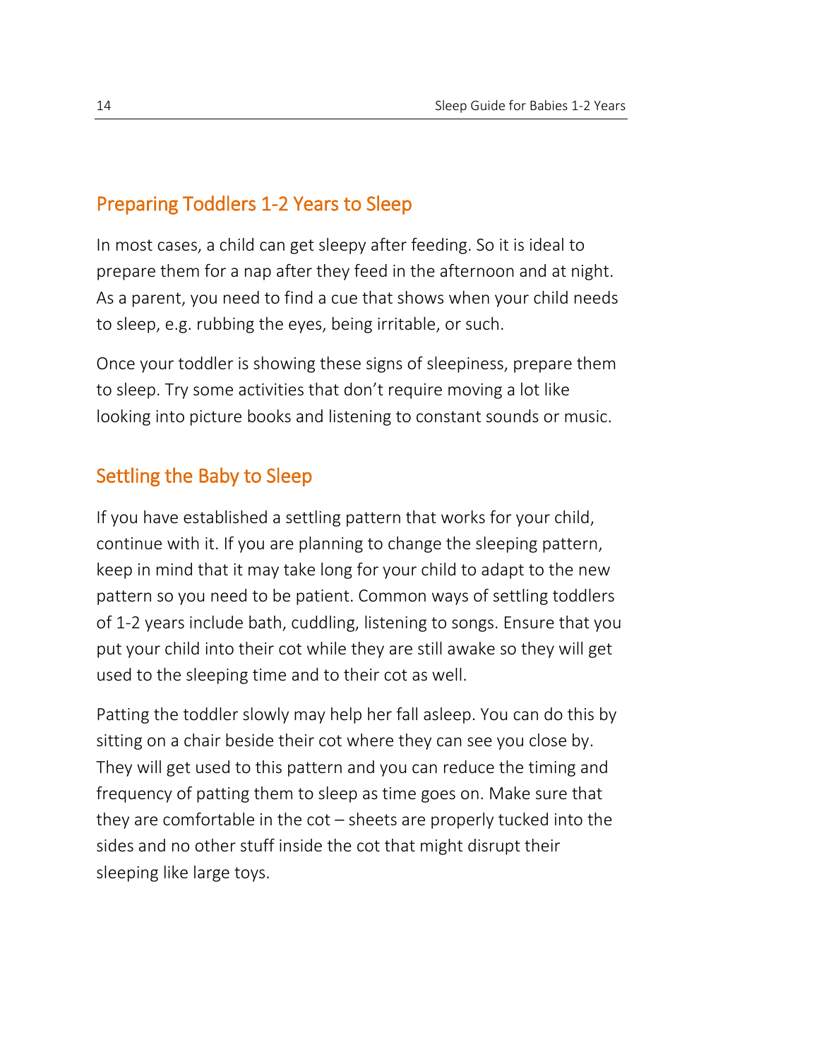## Preparing Toddlers 1-2 Years to Sleep

In most cases, a child can get sleepy after feeding. So it is ideal to prepare them for a nap after they feed in the afternoon and at night. As a parent, you need to find a cue that shows when your child needs to sleep, e.g. rubbing the eyes, being irritable, or such.

Once your toddler is showing these signs of sleepiness, prepare them to sleep. Try some activities that don't require moving a lot like looking into picture books and listening to constant sounds or music.

## Settling the Baby to Sleep

If you have established a settling pattern that works for your child, continue with it. If you are planning to change the sleeping pattern, keep in mind that it may take long for your child to adapt to the new pattern so you need to be patient. Common ways of settling toddlers of 1-2 years include bath, cuddling, listening to songs. Ensure that you put your child into their cot while they are still awake so they will get used to the sleeping time and to their cot as well.

Patting the toddler slowly may help her fall asleep. You can do this by sitting on a chair beside their cot where they can see you close by. They will get used to this pattern and you can reduce the timing and frequency of patting them to sleep as time goes on. Make sure that they are comfortable in the cot – sheets are properly tucked into the sides and no other stuff inside the cot that might disrupt their sleeping like large toys.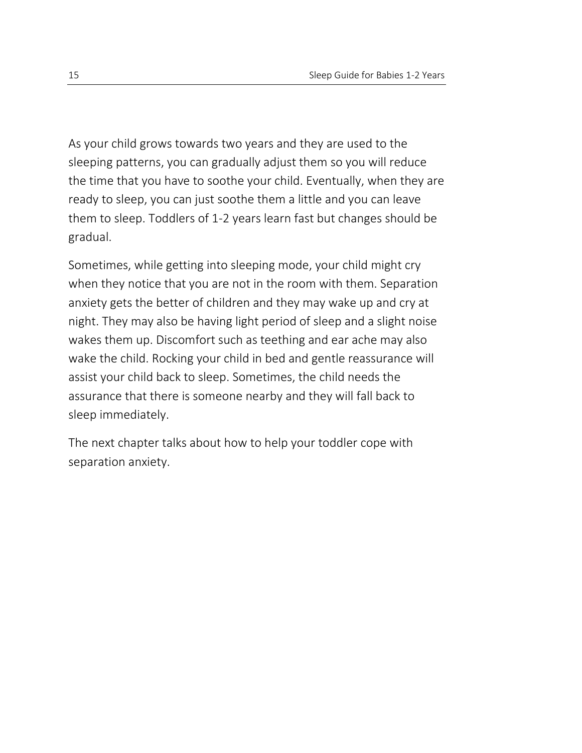As your child grows towards two years and they are used to the sleeping patterns, you can gradually adjust them so you will reduce the time that you have to soothe your child. Eventually, when they are ready to sleep, you can just soothe them a little and you can leave them to sleep. Toddlers of 1-2 years learn fast but changes should be gradual.

Sometimes, while getting into sleeping mode, your child might cry when they notice that you are not in the room with them. Separation anxiety gets the better of children and they may wake up and cry at night. They may also be having light period of sleep and a slight noise wakes them up. Discomfort such as teething and ear ache may also wake the child. Rocking your child in bed and gentle reassurance will assist your child back to sleep. Sometimes, the child needs the assurance that there is someone nearby and they will fall back to sleep immediately.

The next chapter talks about how to help your toddler cope with separation anxiety.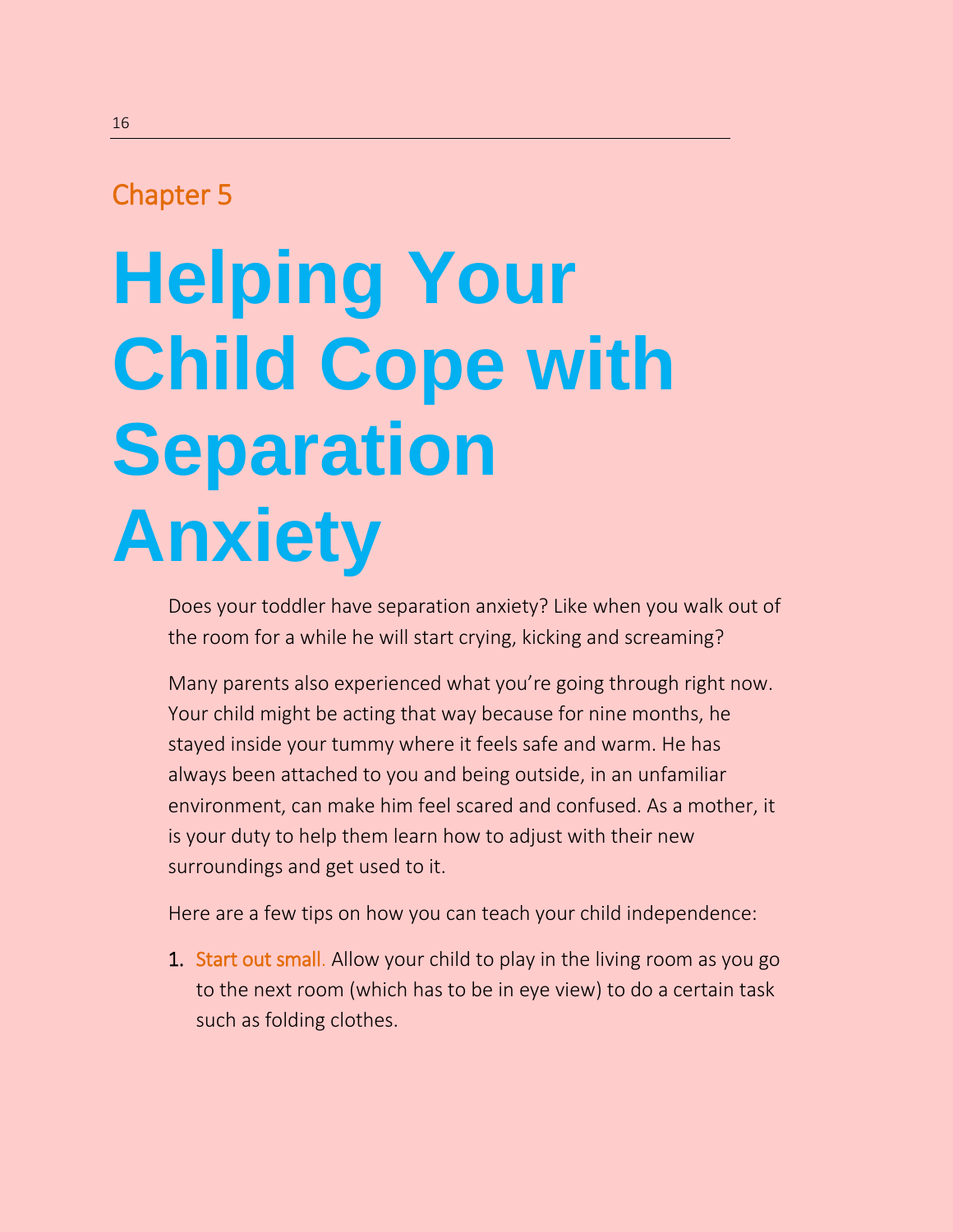Chapter 5

# Helping Your Child Cope with Separation Anxiety

Does your toddler have separation anxiety? Like when you walk out of the room for a while he will start crying, kicking and screaming?

Many parents also experienced what you're going through right now. Your child might be acting that way because for nine months, he stayed inside your tummy where it feels safe and warm. He has always been attached to you and being outside, in an unfamiliar environment, can make him feel scared and confused. As a mother, it is your duty to help them learn how to adjust with their new surroundings and get used to it.

Here are a few tips on how you can teach your child independence:

1. Start out small. Allow your child to play in the living room as you go to the next room (which has to be in eye view) to do a certain task such as folding clothes.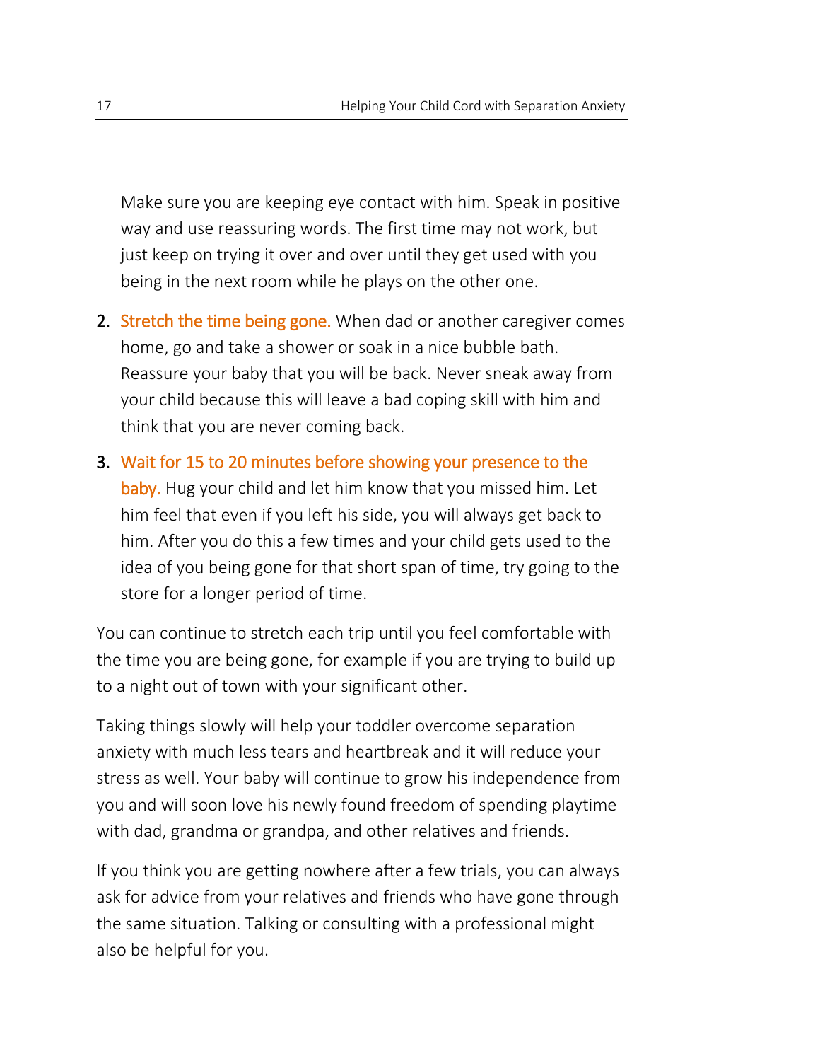Make sure you are keeping eye contact with him. Speak in positive way and use reassuring words. The first time may not work, but just keep on trying it over and over until they get used with you being in the next room while he plays on the other one.

2. **Stretch the time being gone.** When dad or another caregiver comes home, go and take a shower or soak in a nice bubble bath. Reassure your baby that you will be back. Never sneak away from your child because this will leave a bad coping skill with him and think that you are never coming back.

3. **Wait for 15 to 20 minutes before showing your presence to the baby.** Hug your child and let him know that you missed him. Let him feel that even if you left his side, you will always get back to him. After you do this a few times and your child gets used to the idea of you being gone for that short span of time, try going to the store for a longer period of time.

You can continue to stretch each trip until you feel comfortable with the time you are being gone, for example if you are trying to build up to a night out of town with your significant other.

Taking things slowly will help your toddler overcome separation anxiety with much less tears and heartbreak and it will reduce your stress as well. Your baby will continue to grow his independence from you and will soon love his newly found freedom of spending playtime with dad, grandma or grandpa, and other relatives and friends.

If you think you are getting nowhere after a few trials, you can always ask for advice from your relatives and friends who have gone through the same situation. Talking or consulting with a professional might also be helpful for you.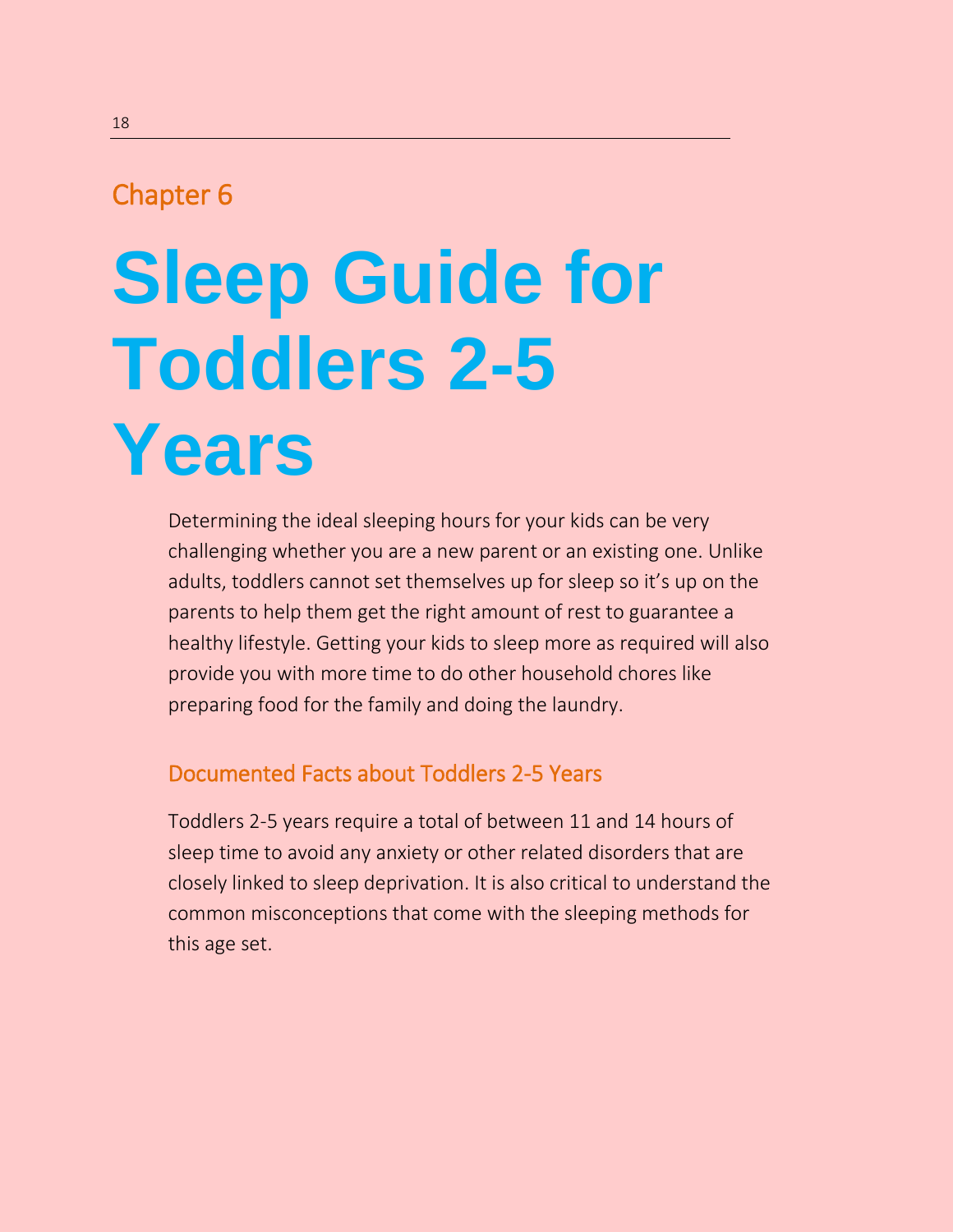Chapter 6

# Sleep Guide for Toddlers 2-5 Years

Determining the ideal sleeping hours for your kids can be very challenging whether you are a new parent or an existing one. Unlike adults, toddlers cannot set themselves up for sleep so it's up on the parents to help them get the right amount of rest to guarantee a healthy lifestyle. Getting your kids to sleep more as required will also provide you with more time to do other household chores like preparing food for the family and doing the laundry.

## Documented Facts about Toddlers 2-5 Years

Toddlers 2-5 years require a total of between 11 and 14 hours of sleep time to avoid any anxiety or other related disorders that are closely linked to sleep deprivation. It is also critical to understand the common misconceptions that come with the sleeping methods for this age set.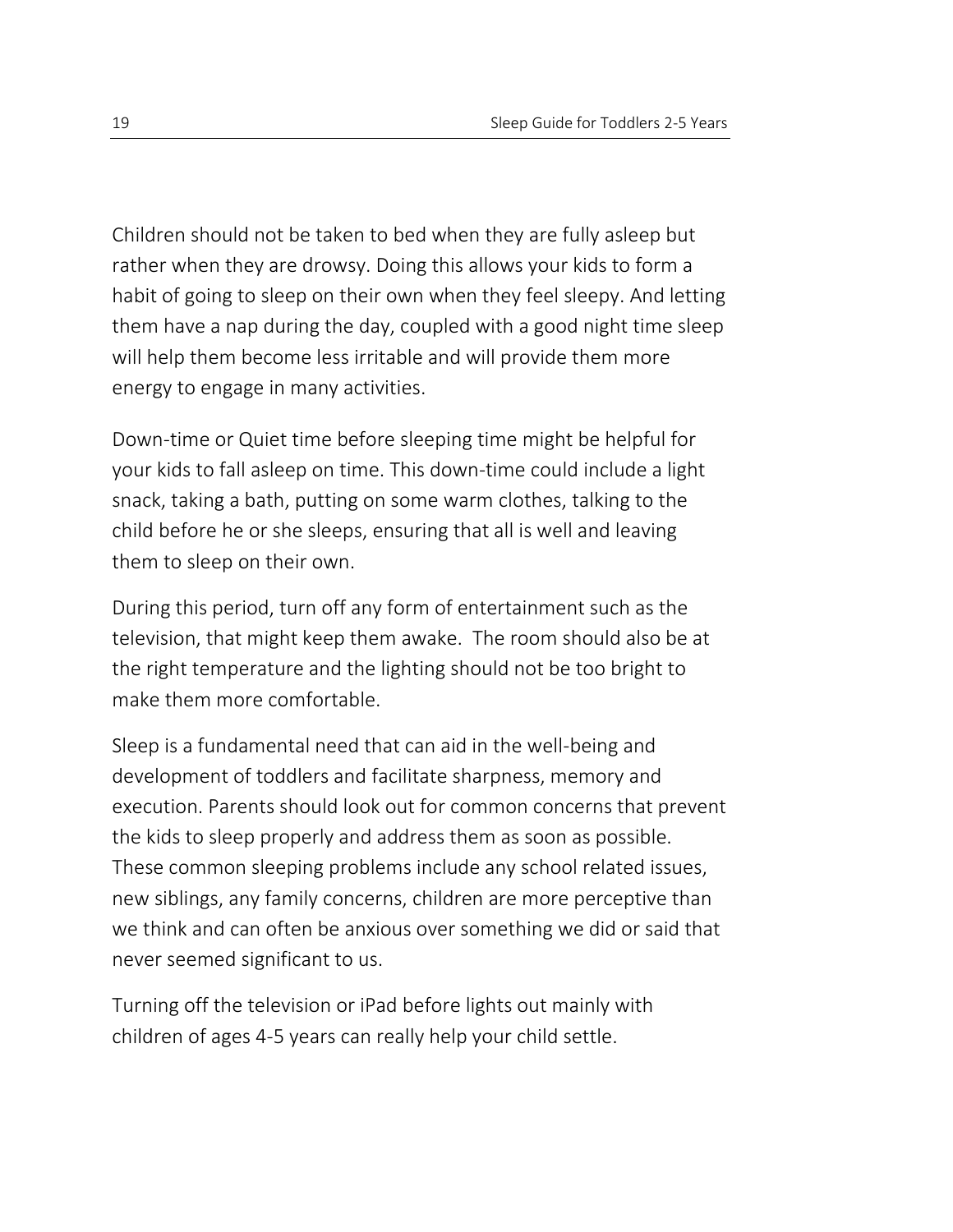Children should not be taken to bed when they are fully asleep but rather when they are drowsy. Doing this allows your kids to form a habit of going to sleep on their own when they feel sleepy. And letting them have a nap during the day, coupled with a good night time sleep will help them become less irritable and will provide them more energy to engage in many activities.

Down-time or Quiet time before sleeping time might be helpful for your kids to fall asleep on time. This down-time could include a light snack, taking a bath, putting on some warm clothes, talking to the child before he or she sleeps, ensuring that all is well and leaving them to sleep on their own.

During this period, turn off any form of entertainment such as the television, that might keep them awake. The room should also be at the right temperature and the lighting should not be too bright to make them more comfortable.

Sleep is a fundamental need that can aid in the well-being and development of toddlers and facilitate sharpness, memory and execution. Parents should look out for common concerns that prevent the kids to sleep properly and address them as soon as possible. These common sleeping problems include any school related issues, new siblings, any family concerns, children are more perceptive than we think and can often be anxious over something we did or said that never seemed significant to us.

Turning off the television or iPad before lights out mainly with children of ages 4-5 years can really help your child settle.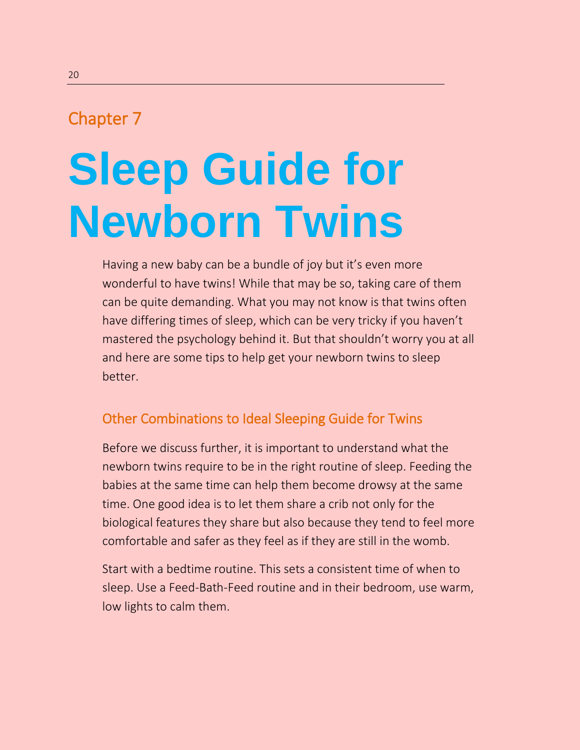Chapter 7

# Sleep Guide for Newborn Twins

Having a new baby can be a bundle of joy but it's even more wonderful to have twins! While that may be so, taking care of them can be quite demanding. What you may not know is that twins often have differing times of sleep, which can be very tricky if you haven't mastered the psychology behind it. But that shouldn't worry you at all and here are some tips to help get your newborn twins to sleep better.

## Other Combinations to Ideal Sleeping Guide for Twins

Before we discuss further, it is important to understand what the newborn twins require to be in the right routine of sleep. Feeding the babies at the same time can help them become drowsy at the same time. One good idea is to let them share a crib not only for the biological features they share but also because they tend to feel more comfortable and safer as they feel as if they are still in the womb.

Start with a bedtime routine. This sets a consistent time of when to sleep. Use a Feed-Bath-Feed routine and in their bedroom, use warm, low lights to calm them.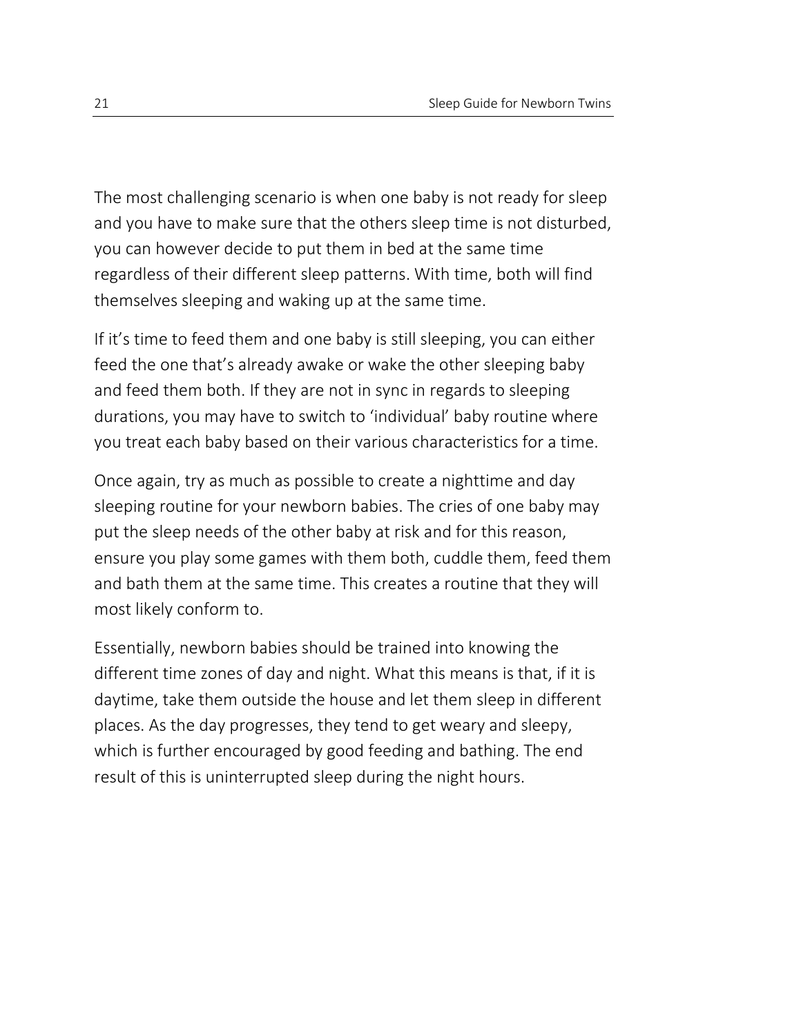The most challenging scenario is when one baby is not ready for sleep and you have to make sure that the others sleep time is not disturbed, you can however decide to put them in bed at the same time regardless of their different sleep patterns. With time, both will find themselves sleeping and waking up at the same time.

If it's time to feed them and one baby is still sleeping, you can either feed the one that's already awake or wake the other sleeping baby and feed them both. If they are not in sync in regards to sleeping durations, you may have to switch to 'individual' baby routine where you treat each baby based on their various characteristics for a time.

Once again, try as much as possible to create a nighttime and day sleeping routine for your newborn babies. The cries of one baby may put the sleep needs of the other baby at risk and for this reason, ensure you play some games with them both, cuddle them, feed them and bath them at the same time. This creates a routine that they will most likely conform to.

Essentially, newborn babies should be trained into knowing the different time zones of day and night. What this means is that, if it is daytime, take them outside the house and let them sleep in different places. As the day progresses, they tend to get weary and sleepy, which is further encouraged by good feeding and bathing. The end result of this is uninterrupted sleep during the night hours.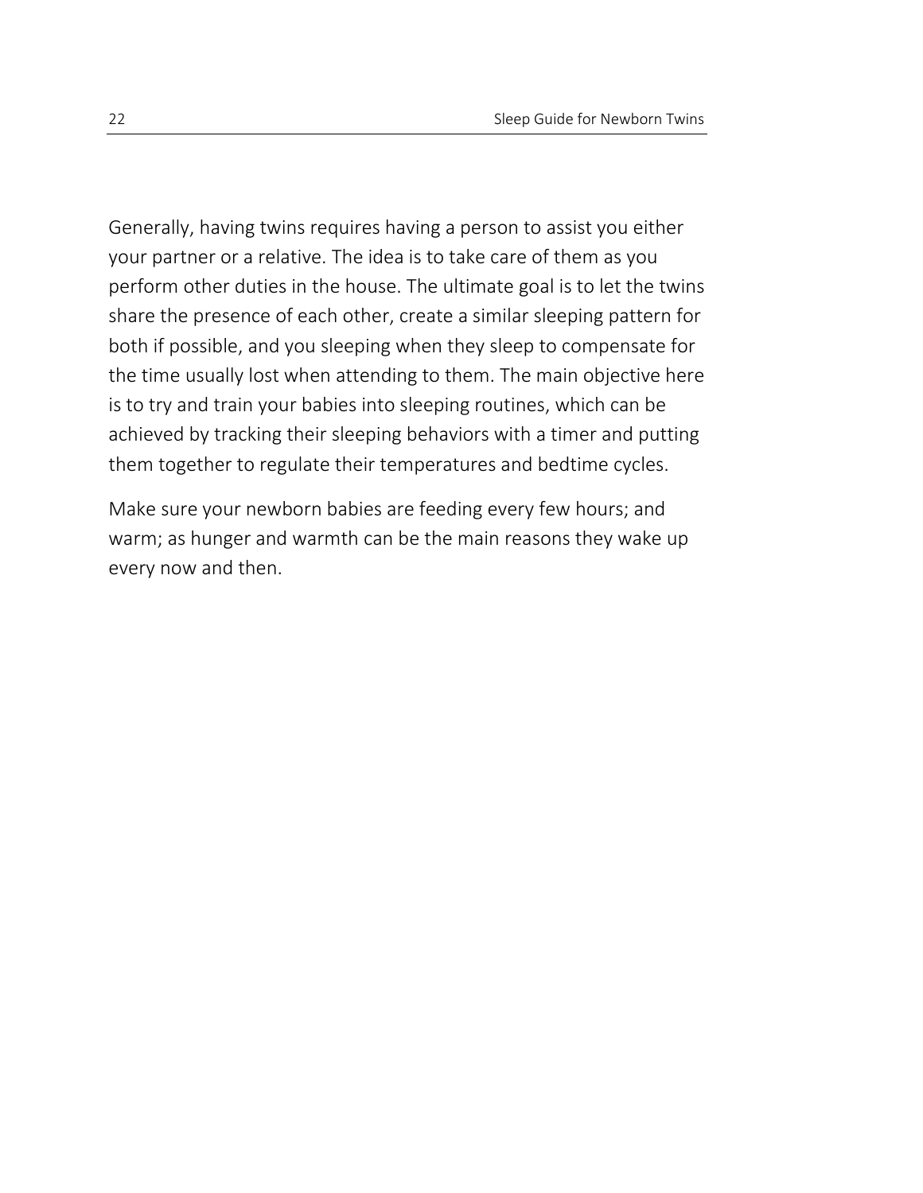Generally, having twins requires having a person to assist you either your partner or a relative. The idea is to take care of them as you perform other duties in the house. The ultimate goal is to let the twins share the presence of each other, create a similar sleeping pattern for both if possible, and you sleeping when they sleep to compensate for the time usually lost when attending to them. The main objective here is to try and train your babies into sleeping routines, which can be achieved by tracking their sleeping behaviors with a timer and putting them together to regulate their temperatures and bedtime cycles.

Make sure your newborn babies are feeding every few hours; and warm; as hunger and warmth can be the main reasons they wake up every now and then.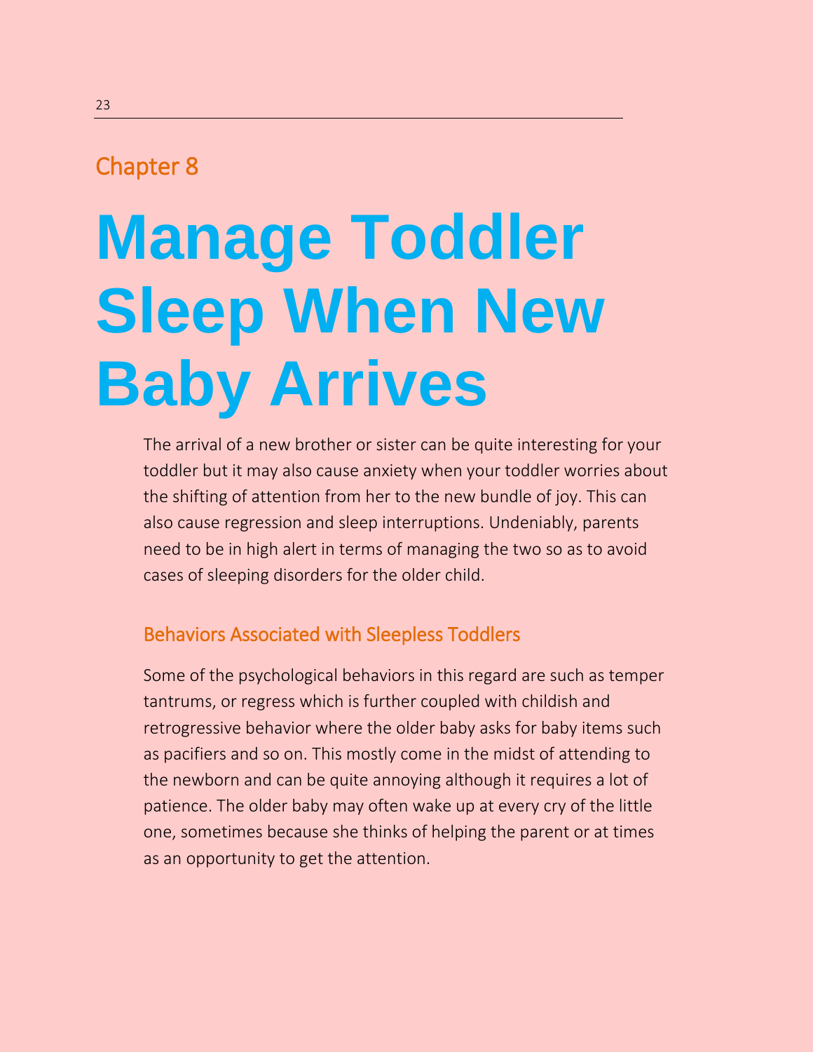Chapter 8

# Manage Toddler Sleep When New Baby Arrives

The arrival of a new brother or sister can be quite interesting for your toddler but it may also cause anxiety when your toddler worries about the shifting of attention from her to the new bundle of joy. This can also cause regression and sleep interruptions. Undeniably, parents need to be in high alert in terms of managing the two so as to avoid cases of sleeping disorders for the older child.

## Behaviors Associated with Sleepless Toddlers

Some of the psychological behaviors in this regard are such as temper tantrums, or regress which is further coupled with childish and retrogressive behavior where the older baby asks for baby items such as pacifiers and so on. This mostly come in the midst of attending to the newborn and can be quite annoying although it requires a lot of patience. The older baby may often wake up at every cry of the little one, sometimes because she thinks of helping the parent or at times as an opportunity to get the attention.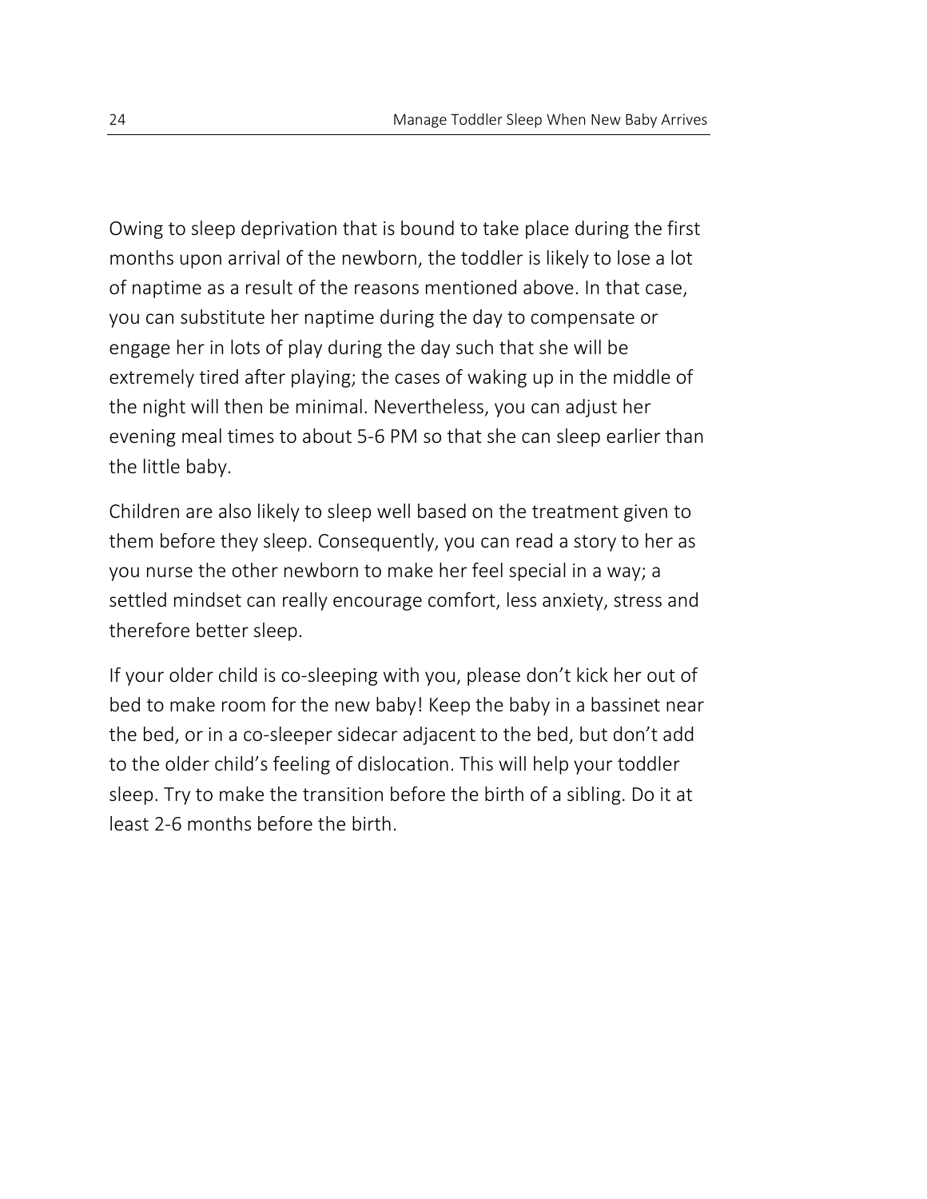Owing to sleep deprivation that is bound to take place during the first months upon arrival of the newborn, the toddler is likely to lose a lot of naptime as a result of the reasons mentioned above. In that case, you can substitute her naptime during the day to compensate or engage her in lots of play during the day such that she will be extremely tired after playing; the cases of waking up in the middle of the night will then be minimal. Nevertheless, you can adjust her evening meal times to about 5-6 PM so that she can sleep earlier than the little baby.

Children are also likely to sleep well based on the treatment given to them before they sleep. Consequently, you can read a story to her as you nurse the other newborn to make her feel special in a way; a settled mindset can really encourage comfort, less anxiety, stress and therefore better sleep.

If your older child is co-sleeping with you, please don't kick her out of bed to make room for the new baby! Keep the baby in a bassinet near the bed, or in a co-sleeper sidecar adjacent to the bed, but don't add to the older child's feeling of dislocation. This will help your toddler sleep. Try to make the transition before the birth of a sibling. Do it at least 2-6 months before the birth.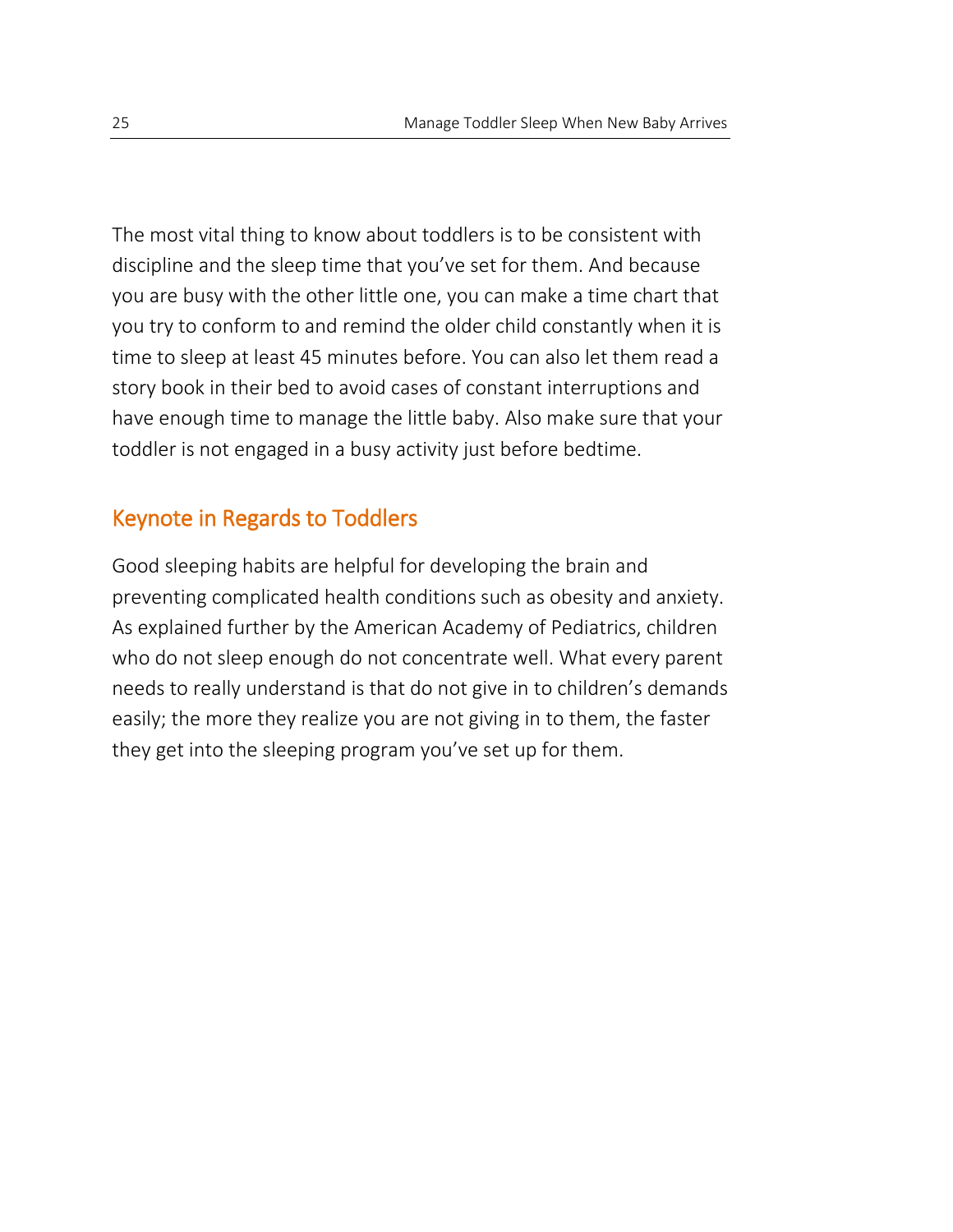The most vital thing to know about toddlers is to be consistent with discipline and the sleep time that you've set for them. And because you are busy with the other little one, you can make a time chart that you try to conform to and remind the older child constantly when it is time to sleep at least 45 minutes before. You can also let them read a story book in their bed to avoid cases of constant interruptions and have enough time to manage the little baby. Also make sure that your toddler is not engaged in a busy activity just before bedtime.

## Keynote in Regards to Toddlers

Good sleeping habits are helpful for developing the brain and preventing complicated health conditions such as obesity and anxiety. As explained further by the American Academy of Pediatrics, children who do not sleep enough do not concentrate well. What every parent needs to really understand is that do not give in to children's demands easily; the more they realize you are not giving in to them, the faster they get into the sleeping program you've set up for them.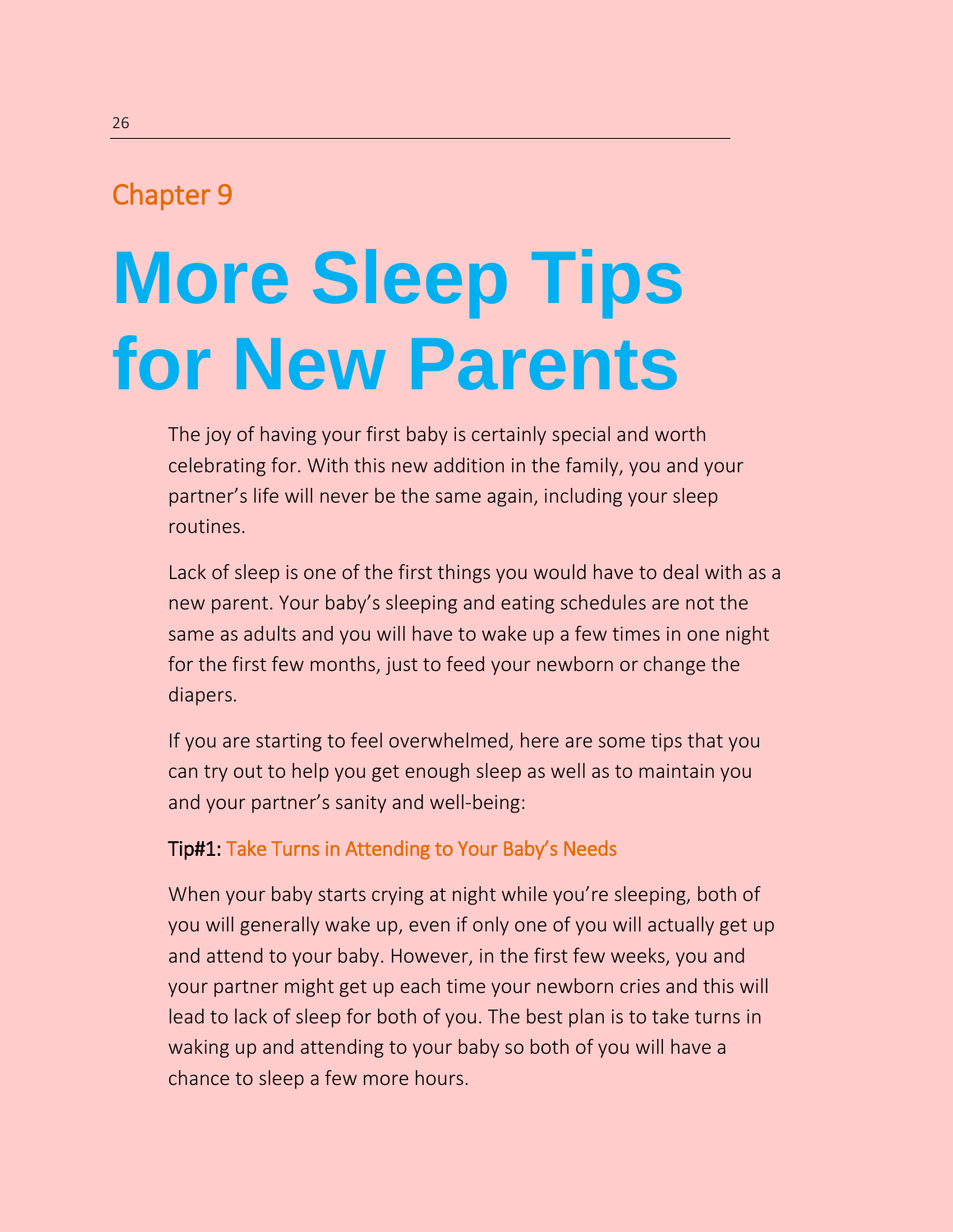## Chapter 9

# More Sleep Tips for New Parents

The joy of having your first baby is certainly special and worth celebrating for. With this new addition in the family, you and your partner's life will never be the same again, including your sleep routines.

Lack of sleep is one of the first things you would have to deal with as a new parent. Your baby's sleeping and eating schedules are not the same as adults and you will have to wake up a few times in one night for the first few months, just to feed your newborn or change the diapers.

If you are starting to feel overwhelmed, here are some tips that you can try out to help you get enough sleep as well as to maintain you and your partner's sanity and well-being:

### Tip#1: Take Turns in Attending to Your Baby's Needs

When your baby starts crying at night while you're sleeping, both of you will generally wake up, even if only one of you will actually get up and attend to your baby. However, in the first few weeks, you and your partner might get up each time your newborn cries and this will lead to lack of sleep for both of you. The best plan is to take turns in waking up and attending to your baby so both of you will have a chance to sleep a few more hours.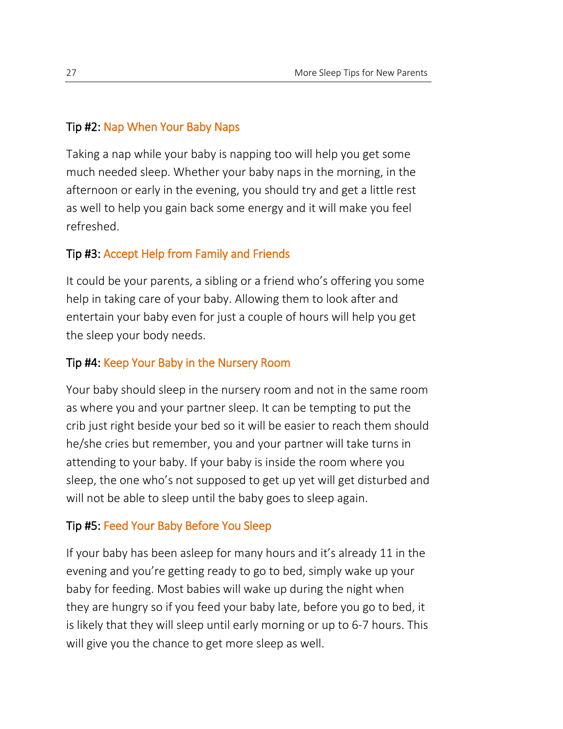### Tip #2: Nap When Your Baby Naps

Taking a nap while your baby is napping too will help you get some much needed sleep. Whether your baby naps in the morning, in the afternoon or early in the evening, you should try and get a little rest as well to help you gain back some energy and it will make you feel refreshed.

### Tip #3: Accept Help from Family and Friends

It could be your parents, a sibling or a friend who's offering you some help in taking care of your baby. Allowing them to look after and entertain your baby even for just a couple of hours will help you get the sleep your body needs.

### Tip #4: Keep Your Baby in the Nursery Room

Your baby should sleep in the nursery room and not in the same room as where you and your partner sleep. It can be tempting to put the crib just right beside your bed so it will be easier to reach them should he/she cries but remember, you and your partner will take turns in attending to your baby. If your baby is inside the room where you sleep, the one who's not supposed to get up yet will get disturbed and will not be able to sleep until the baby goes to sleep again.

### Tip #5: Feed Your Baby Before You Sleep

If your baby has been asleep for many hours and it's already 11 in the evening and you're getting ready to go to bed, simply wake up your baby for feeding. Most babies will wake up during the night when they are hungry so if you feed your baby late, before you go to bed, it is likely that they will sleep until early morning or up to 6-7 hours. This will give you the chance to get more sleep as well.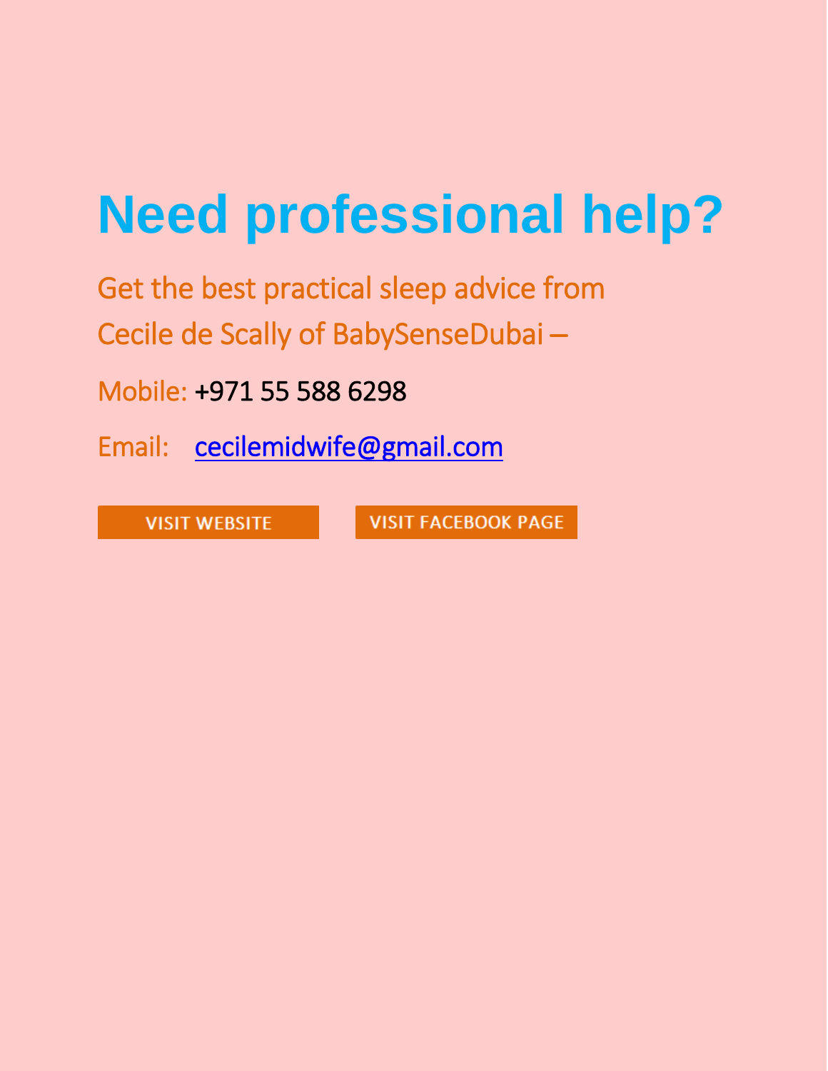# Need professional help?

Get the best practical sleep advice from
Cecile de Scally of BabySenseDubai –

Mobile: +971 55 588 6298

Email: cecilemidwife@gmail.com

VISIT WEBSITE    VISIT FACEBOOK PAGE